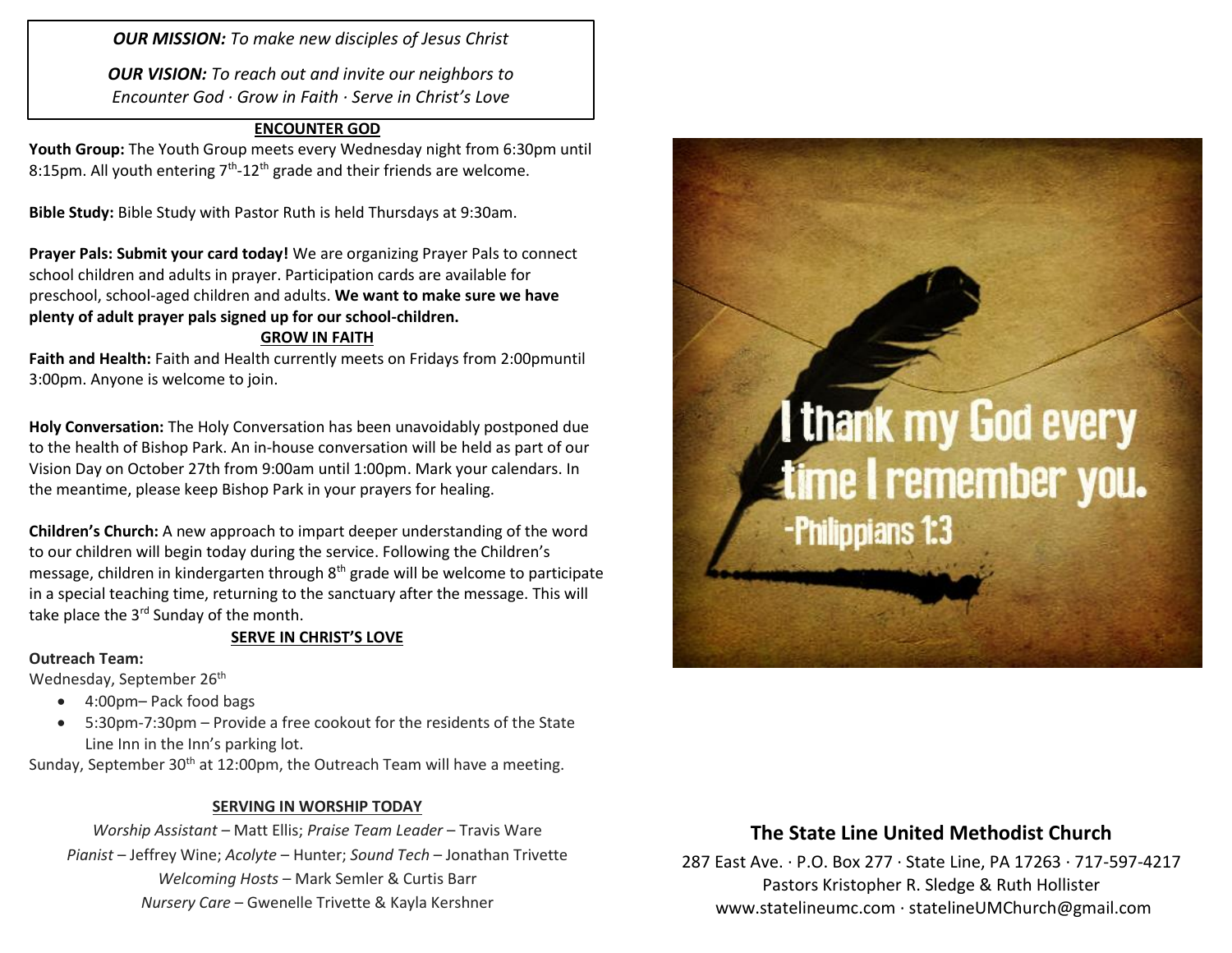***OUR MISSION:*** *To make new disciples of Jesus Christ*

***OUR VISION:*** *To reach out and invite our neighbors to Encounter God · Grow in Faith · Serve in Christ's Love*

## ENCOUNTER GOD

**Youth Group:** The Youth Group meets every Wednesday night from 6:30pm until 8:15pm. All youth entering 7th-12th grade and their friends are welcome.

**Bible Study:** Bible Study with Pastor Ruth is held Thursdays at 9:30am.

**Prayer Pals: Submit your card today!** We are organizing Prayer Pals to connect school children and adults in prayer. Participation cards are available for preschool, school-aged children and adults. **We want to make sure we have plenty of adult prayer pals signed up for our school-children.**

## GROW IN FAITH

**Faith and Health:** Faith and Health currently meets on Fridays from 2:00pmuntil 3:00pm. Anyone is welcome to join.

**Holy Conversation:** The Holy Conversation has been unavoidably postponed due to the health of Bishop Park. An in-house conversation will be held as part of our Vision Day on October 27th from 9:00am until 1:00pm. Mark your calendars. In the meantime, please keep Bishop Park in your prayers for healing.

**Children's Church:** A new approach to impart deeper understanding of the word to our children will begin today during the service. Following the Children's message, children in kindergarten through 8th grade will be welcome to participate in a special teaching time, returning to the sanctuary after the message. This will take place the 3rd Sunday of the month.

## SERVE IN CHRIST'S LOVE

**Outreach Team:**

Wednesday, September 26th

- 4:00pm– Pack food bags
- 5:30pm-7:30pm – Provide a free cookout for the residents of the State Line Inn in the Inn's parking lot.

Sunday, September 30th at 12:00pm, the Outreach Team will have a meeting.

## SERVING IN WORSHIP TODAY

*Worship Assistant* – Matt Ellis; *Praise Team Leader* – Travis Ware
*Pianist* – Jeffrey Wine; *Acolyte* – Hunter; *Sound Tech* – Jonathan Trivette
*Welcoming Hosts* – Mark Semler & Curtis Barr
*Nursery Care* – Gwenelle Trivette & Kayla Kershner

I thank my God every time I remember you.
-Philippians 1:3

## The State Line United Methodist Church

287 East Ave. · P.O. Box 277 · State Line, PA 17263 · 717-597-4217
Pastors Kristopher R. Sledge & Ruth Hollister
www.statelineumc.com · statelineUMChurch@gmail.com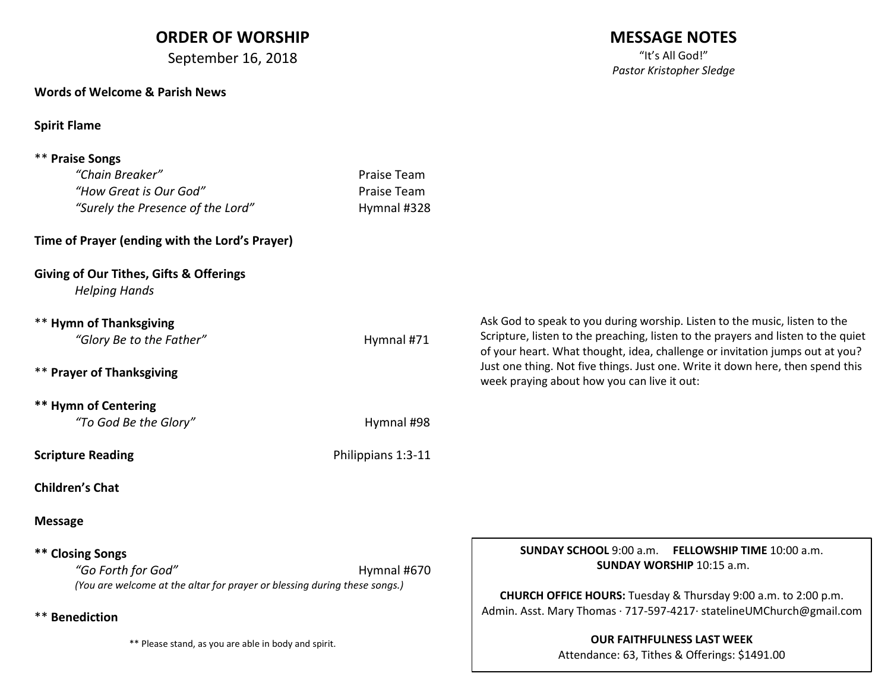# ORDER OF WORSHIP

September 16, 2018

**Words of Welcome & Parish News**

**Spirit Flame**

** **Praise Songs**

*"Chain Breaker"* — Praise Team
*"How Great is Our God"* — Praise Team
*"Surely the Presence of the Lord"* — Hymnal #328

**Time of Prayer (ending with the Lord's Prayer)**

**Giving of Our Tithes, Gifts & Offerings**

*Helping Hands*

** **Hymn of Thanksgiving**

*"Glory Be to the Father"* — Hymnal #71

** **Prayer of Thanksgiving**

**** Hymn of Centering**

*"To God Be the Glory"* — Hymnal #98

**Scripture Reading** — Philippians 1:3-11

**Children's Chat**

**Message**

**** Closing Songs**

*"Go Forth for God"* — Hymnal #670
*(You are welcome at the altar for prayer or blessing during these songs.)*

** **Benediction**

** Please stand, as you are able in body and spirit.

# MESSAGE NOTES

"It's All God!"
*Pastor Kristopher Sledge*

Ask God to speak to you during worship. Listen to the music, listen to the Scripture, listen to the preaching, listen to the prayers and listen to the quiet of your heart. What thought, idea, challenge or invitation jumps out at you? Just one thing. Not five things. Just one. Write it down here, then spend this week praying about how you can live it out:

**SUNDAY SCHOOL** 9:00 a.m. **FELLOWSHIP TIME** 10:00 a.m.
**SUNDAY WORSHIP** 10:15 a.m.

**CHURCH OFFICE HOURS:** Tuesday & Thursday 9:00 a.m. to 2:00 p.m.
Admin. Asst. Mary Thomas · 717-597-4217· statelineUMChurch@gmail.com

**OUR FAITHFULNESS LAST WEEK**
Attendance: 63, Tithes & Offerings: $1491.00